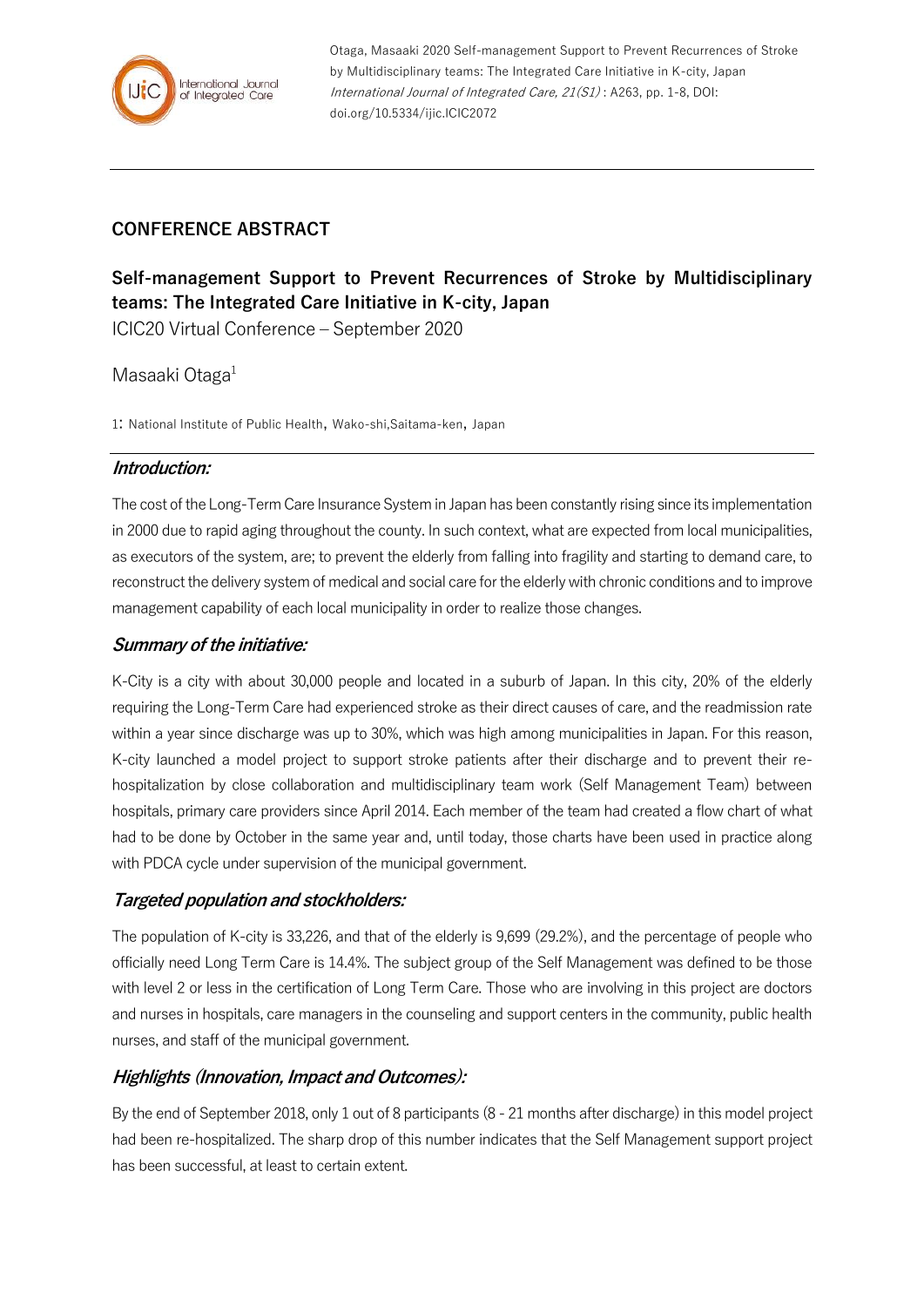Otaga, Masaaki 2020 Self-management Support to Prevent Recurrences of Stroke by Multidisciplinary teams: The Integrated Care Initiative in K-city, Japan *International Journal of Integrated Care, 21(S1)* : A263, pp. 1-8, DOI: doi.org/10.5334/ijic.ICIC2072

## CONFERENCE ABSTRACT

# Self-management Support to Prevent Recurrences of Stroke by Multidisciplinary teams: The Integrated Care Initiative in K-city, Japan

ICIC20 Virtual Conference – September 2020

Masaaki Otaga[1]

1: National Institute of Public Health, Wako-shi,Saitama-ken, Japan

### *Introduction:*

The cost of the Long-Term Care Insurance System in Japan has been constantly rising since its implementation in 2000 due to rapid aging throughout the county. In such context, what are expected from local municipalities, as executors of the system, are; to prevent the elderly from falling into fragility and starting to demand care, to reconstruct the delivery system of medical and social care for the elderly with chronic conditions and to improve management capability of each local municipality in order to realize those changes.

### *Summary of the initiative:*

K-City is a city with about 30,000 people and located in a suburb of Japan. In this city, 20% of the elderly requiring the Long-Term Care had experienced stroke as their direct causes of care, and the readmission rate within a year since discharge was up to 30%, which was high among municipalities in Japan. For this reason, K-city launched a model project to support stroke patients after their discharge and to prevent their re-hospitalization by close collaboration and multidisciplinary team work (Self Management Team) between hospitals, primary care providers since April 2014. Each member of the team had created a flow chart of what had to be done by October in the same year and, until today, those charts have been used in practice along with PDCA cycle under supervision of the municipal government.

### *Targeted population and stockholders:*

The population of K-city is 33,226, and that of the elderly is 9,699 (29.2%), and the percentage of people who officially need Long Term Care is 14.4%. The subject group of the Self Management was defined to be those with level 2 or less in the certification of Long Term Care. Those who are involving in this project are doctors and nurses in hospitals, care managers in the counseling and support centers in the community, public health nurses, and staff of the municipal government.

### *Highlights (Innovation, Impact and Outcomes):*

By the end of September 2018, only 1 out of 8 participants (8 - 21 months after discharge) in this model project had been re-hospitalized. The sharp drop of this number indicates that the Self Management support project has been successful, at least to certain extent.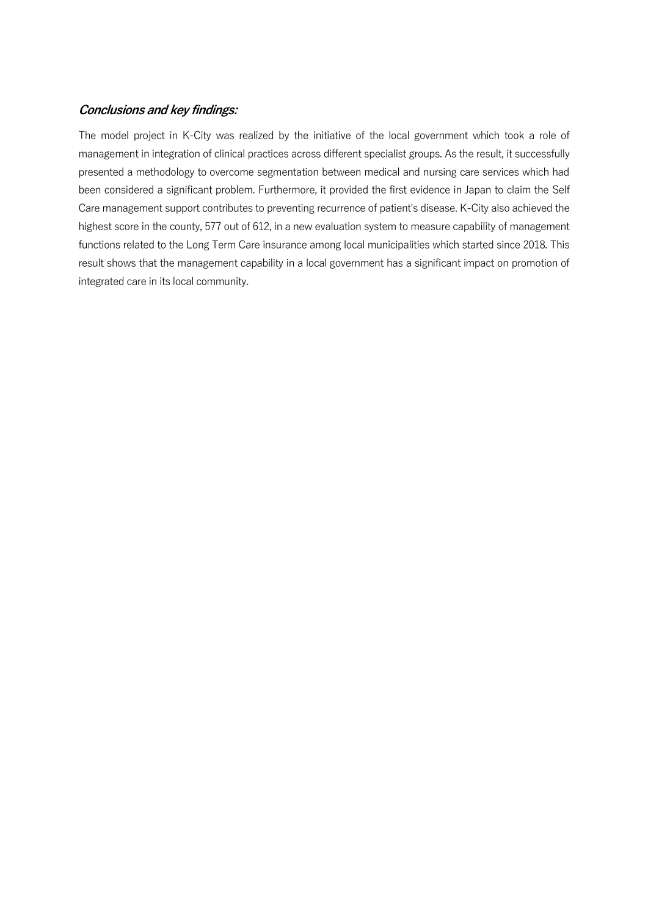### *Conclusions and key findings:*

The model project in K-City was realized by the initiative of the local government which took a role of management in integration of clinical practices across different specialist groups. As the result, it successfully presented a methodology to overcome segmentation between medical and nursing care services which had been considered a significant problem. Furthermore, it provided the first evidence in Japan to claim the Self Care management support contributes to preventing recurrence of patient's disease. K-City also achieved the highest score in the county, 577 out of 612, in a new evaluation system to measure capability of management functions related to the Long Term Care insurance among local municipalities which started since 2018. This result shows that the management capability in a local government has a significant impact on promotion of integrated care in its local community.